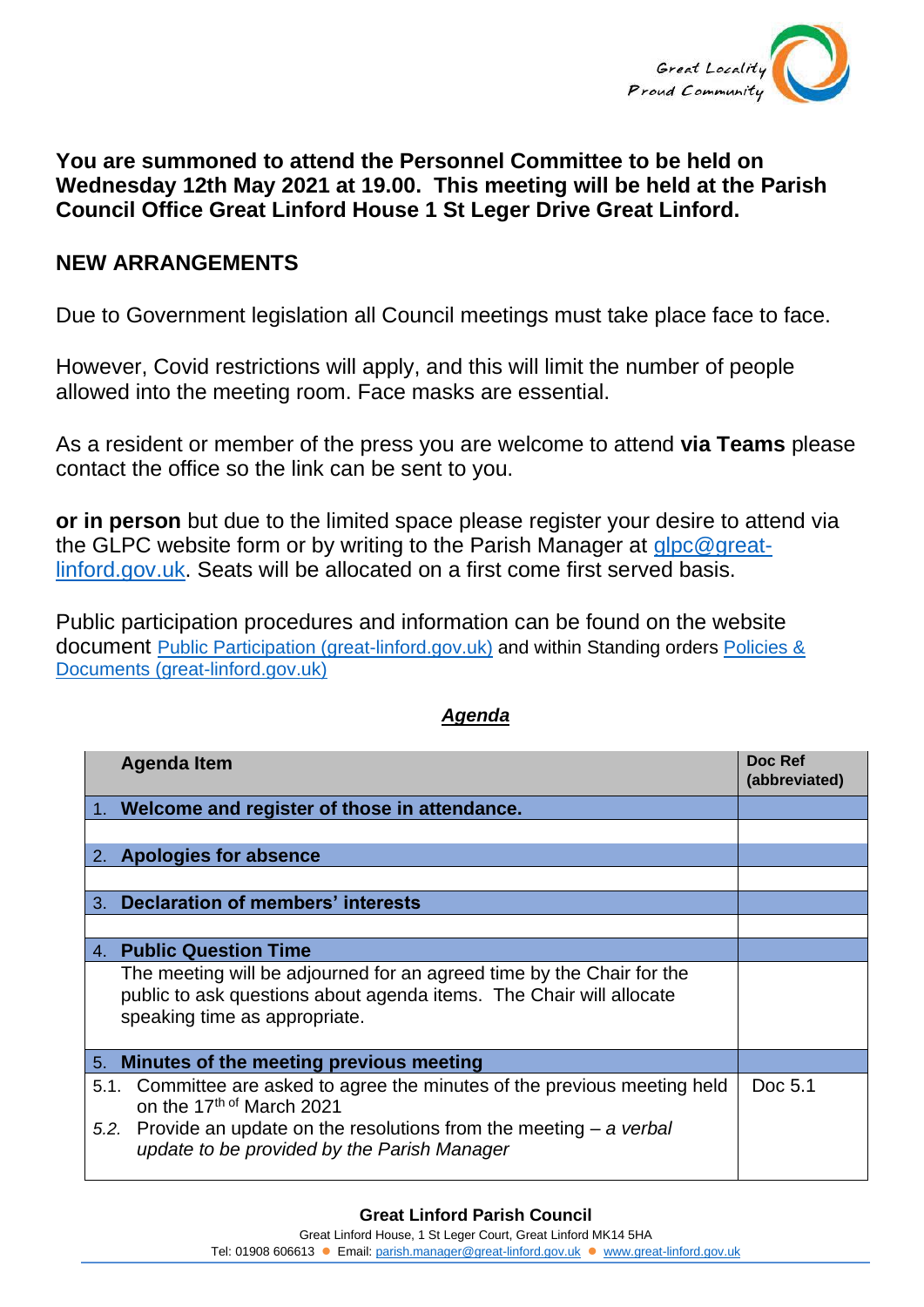**You are summoned to attend the Personnel Committee to be held on Wednesday 12th May 2021 at 19.00. This meeting will be held at the Parish Council Office Great Linford House 1 St Leger Drive Great Linford.**

## NEW ARRANGEMENTS

Due to Government legislation all Council meetings must take place face to face.

However, Covid restrictions will apply, and this will limit the number of people allowed into the meeting room. Face masks are essential.

As a resident or member of the press you are welcome to attend **via Teams** please contact the office so the link can be sent to you.

**or in person** but due to the limited space please register your desire to attend via the GLPC website form or by writing to the Parish Manager at glpc@great-linford.gov.uk. Seats will be allocated on a first come first served basis.

Public participation procedures and information can be found on the website document Public Participation (great-linford.gov.uk) and within Standing orders Policies & Documents (great-linford.gov.uk)

***Agenda***

| Agenda Item | Doc Ref (abbreviated) |
|---|---|
| 1. **Welcome and register of those in attendance.** | |
| | |
| 2. **Apologies for absence** | |
| | |
| 3. **Declaration of members' interests** | |
| | |
| 4. **Public Question Time** | |
| The meeting will be adjourned for an agreed time by the Chair for the public to ask questions about agenda items. The Chair will allocate speaking time as appropriate. | |
| 5. **Minutes of the meeting previous meeting** | |
| 5.1. Committee are asked to agree the minutes of the previous meeting held on the 17th of March 2021<br>*5.2.* Provide an update on the resolutions from the meeting – *a verbal update to be provided by the Parish Manager* | Doc 5.1 |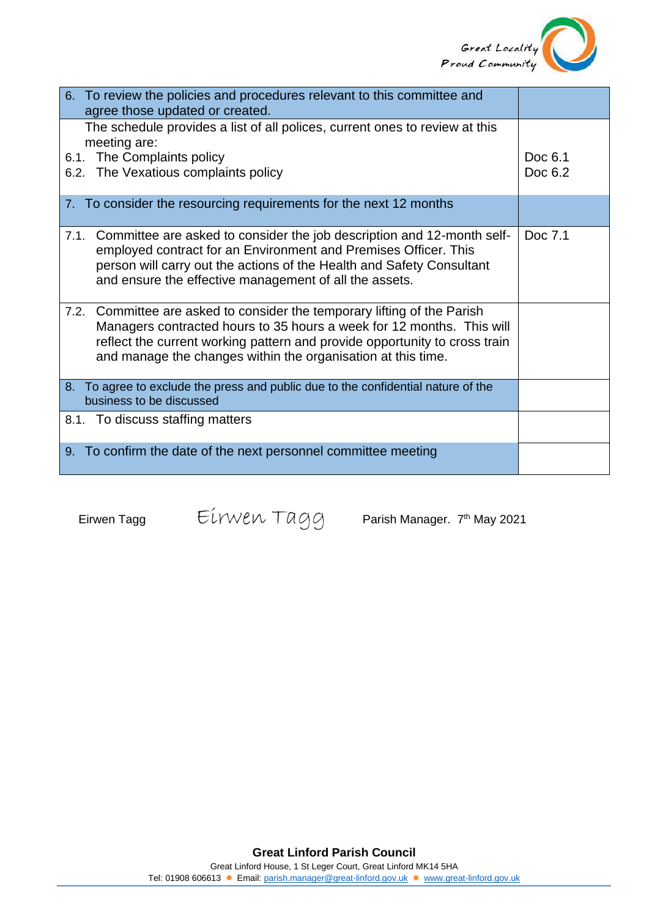| | |
|---|---|
| 6. To review the policies and procedures relevant to this committee and agree those updated or created. | |
| The schedule provides a list of all polices, current ones to review at this meeting are:<br>6.1. The Complaints policy<br>6.2. The Vexatious complaints policy | <br><br>Doc 6.1<br>Doc 6.2 |
| 7. To consider the resourcing requirements for the next 12 months | |
| 7.1. Committee are asked to consider the job description and 12-month self-employed contract for an Environment and Premises Officer. This person will carry out the actions of the Health and Safety Consultant and ensure the effective management of all the assets. | Doc 7.1 |
| 7.2. Committee are asked to consider the temporary lifting of the Parish Managers contracted hours to 35 hours a week for 12 months. This will reflect the current working pattern and provide opportunity to cross train and manage the changes within the organisation at this time. | |
| 8. To agree to exclude the press and public due to the confidential nature of the business to be discussed | |
| 8.1. To discuss staffing matters | |
| 9. To confirm the date of the next personnel committee meeting | |

Eirwen Tagg Eirwen Tagg Parish Manager. 7th May 2021

**Great Linford Parish Council**

Great Linford House, 1 St Leger Court, Great Linford MK14 5HA

Tel: 01908 606613 ● Email: parish.manager@great-linford.gov.uk ● www.great-linford.gov.uk